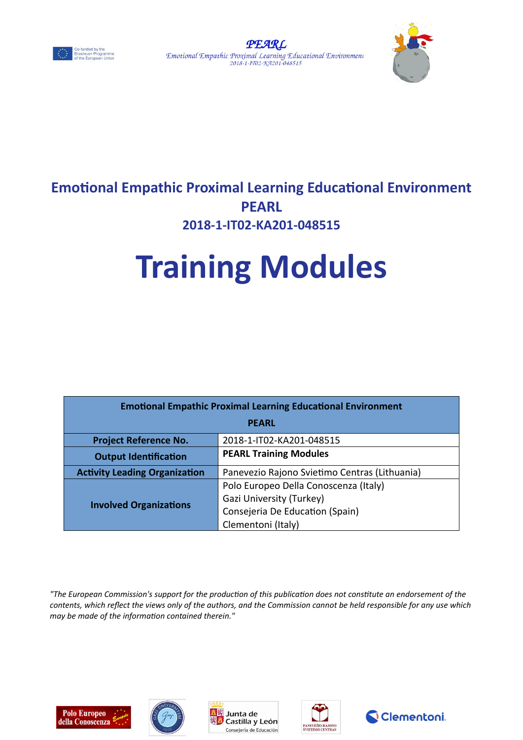Co-funded by the Erasmus+ Programme of the European Union

PEARL

Emotional Empathic Proximal Learning Educational Environment

2018-1-IT02-KA201-048515

# Emotional Empathic Proximal Learning Educational Environment

## PEARL

## 2018-1-IT02-KA201-048515

# Training Modules

| Emotional Empathic Proximal Learning Educational Environment PEARL | |
|---|---|
| **Project Reference No.** | 2018-1-IT02-KA201-048515 |
| **Output Identification** | **PEARL Training Modules** |
| **Activity Leading Organization** | Panevezio Rajono Svietimo Centras (Lithuania) |
| **Involved Organizations** | Polo Europeo Della Conoscenza (Italy)<br>Gazi University (Turkey)<br>Consejeria De Education (Spain)<br>Clementoni (Italy) |

*"The European Commission's support for the production of this publication does not constitute an endorsement of the contents, which reflect the views only of the authors, and the Commission cannot be held responsible for any use which may be made of the information contained therein."*

Polo Europeo della Conoscenza Europole

Junta de Castilla y León Consejería de Educación

PANEVĖŽIO RAJONO ŠVIETIMO CENTRAS

Clementoni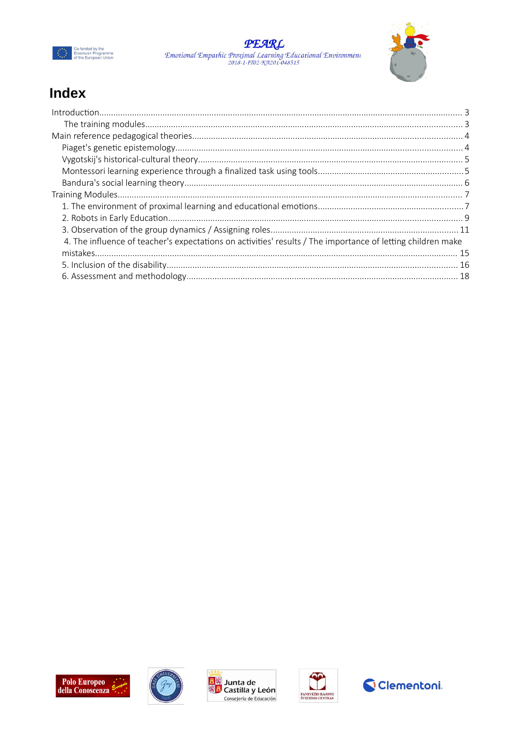# Index

Introduction ..... 3

- The training modules ..... 3

Main reference pedagogical theories ..... 4

- Piaget's genetic epistemology ..... 4
- Vygotskij's historical-cultural theory ..... 5
- Montessori learning experience through a finalized task using tools ..... 5
- Bandura's social learning theory ..... 6

Training Modules ..... 7

1. The environment of proximal learning and educational emotions ..... 7
2. Robots in Early Education ..... 9
3. Observation of the group dynamics / Assigning roles ..... 11
4. The influence of teacher's expectations on activities' results / The importance of letting children make mistakes ..... 15
5. Inclusion of the disability ..... 16
6. Assessment and methodology ..... 18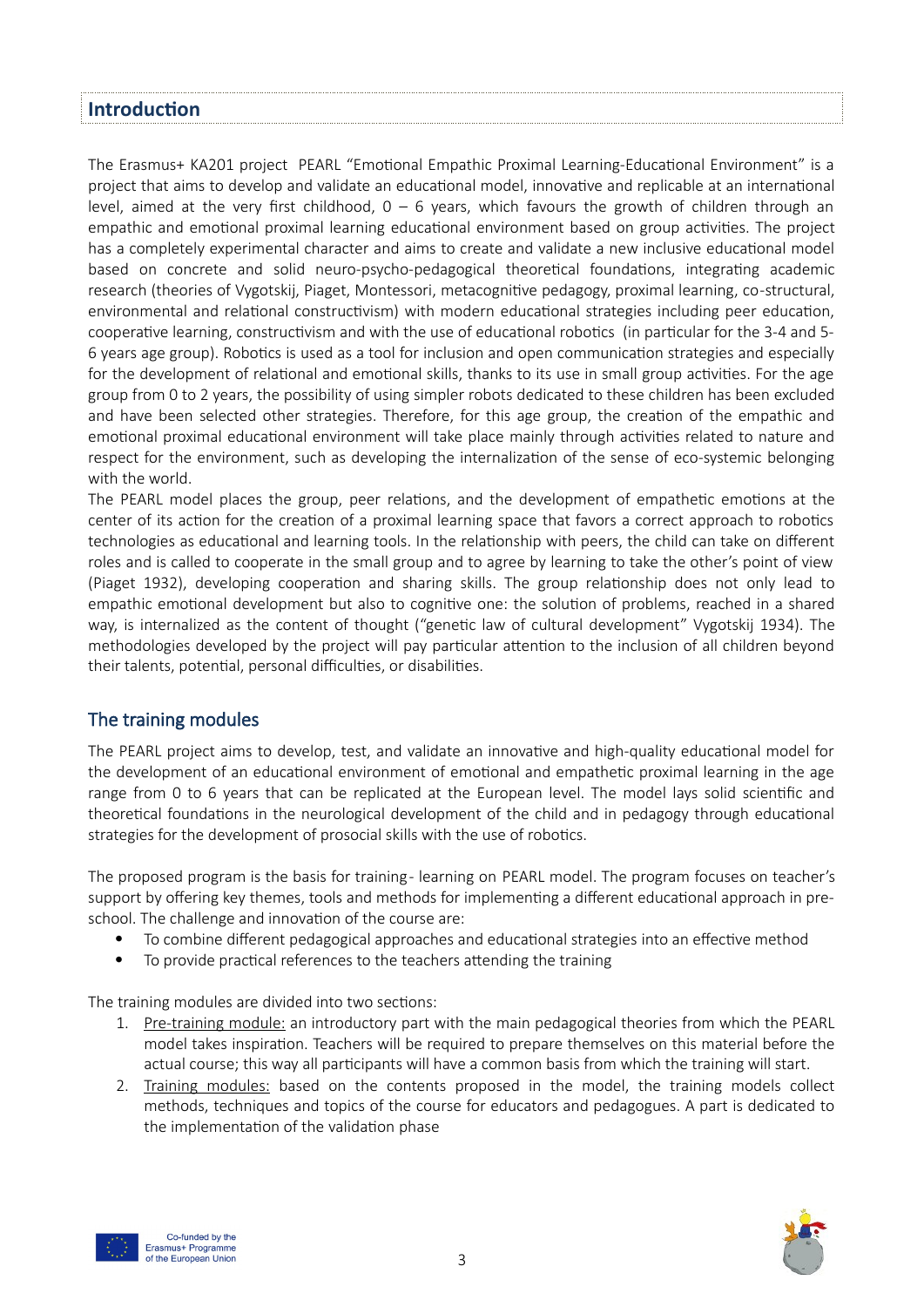## Introduction

The Erasmus+ KA201 project PEARL "Emotional Empathic Proximal Learning-Educational Environment" is a project that aims to develop and validate an educational model, innovative and replicable at an international level, aimed at the very first childhood, 0 – 6 years, which favours the growth of children through an empathic and emotional proximal learning educational environment based on group activities. The project has a completely experimental character and aims to create and validate a new inclusive educational model based on concrete and solid neuro-psycho-pedagogical theoretical foundations, integrating academic research (theories of Vygotskij, Piaget, Montessori, metacognitive pedagogy, proximal learning, co-structural, environmental and relational constructivism) with modern educational strategies including peer education, cooperative learning, constructivism and with the use of educational robotics (in particular for the 3-4 and 5-6 years age group). Robotics is used as a tool for inclusion and open communication strategies and especially for the development of relational and emotional skills, thanks to its use in small group activities. For the age group from 0 to 2 years, the possibility of using simpler robots dedicated to these children has been excluded and have been selected other strategies. Therefore, for this age group, the creation of the empathic and emotional proximal educational environment will take place mainly through activities related to nature and respect for the environment, such as developing the internalization of the sense of eco-systemic belonging with the world.

The PEARL model places the group, peer relations, and the development of empathetic emotions at the center of its action for the creation of a proximal learning space that favors a correct approach to robotics technologies as educational and learning tools. In the relationship with peers, the child can take on different roles and is called to cooperate in the small group and to agree by learning to take the other's point of view (Piaget 1932), developing cooperation and sharing skills. The group relationship does not only lead to empathic emotional development but also to cognitive one: the solution of problems, reached in a shared way, is internalized as the content of thought ("genetic law of cultural development" Vygotskij 1934). The methodologies developed by the project will pay particular attention to the inclusion of all children beyond their talents, potential, personal difficulties, or disabilities.

## The training modules

The PEARL project aims to develop, test, and validate an innovative and high-quality educational model for the development of an educational environment of emotional and empathetic proximal learning in the age range from 0 to 6 years that can be replicated at the European level. The model lays solid scientific and theoretical foundations in the neurological development of the child and in pedagogy through educational strategies for the development of prosocial skills with the use of robotics.

The proposed program is the basis for training- learning on PEARL model. The program focuses on teacher's support by offering key themes, tools and methods for implementing a different educational approach in pre-school. The challenge and innovation of the course are:

- To combine different pedagogical approaches and educational strategies into an effective method
- To provide practical references to the teachers attending the training

The training modules are divided into two sections:

1. Pre-training module: an introductory part with the main pedagogical theories from which the PEARL model takes inspiration. Teachers will be required to prepare themselves on this material before the actual course; this way all participants will have a common basis from which the training will start.
2. Training modules: based on the contents proposed in the model, the training models collect methods, techniques and topics of the course for educators and pedagogues. A part is dedicated to the implementation of the validation phase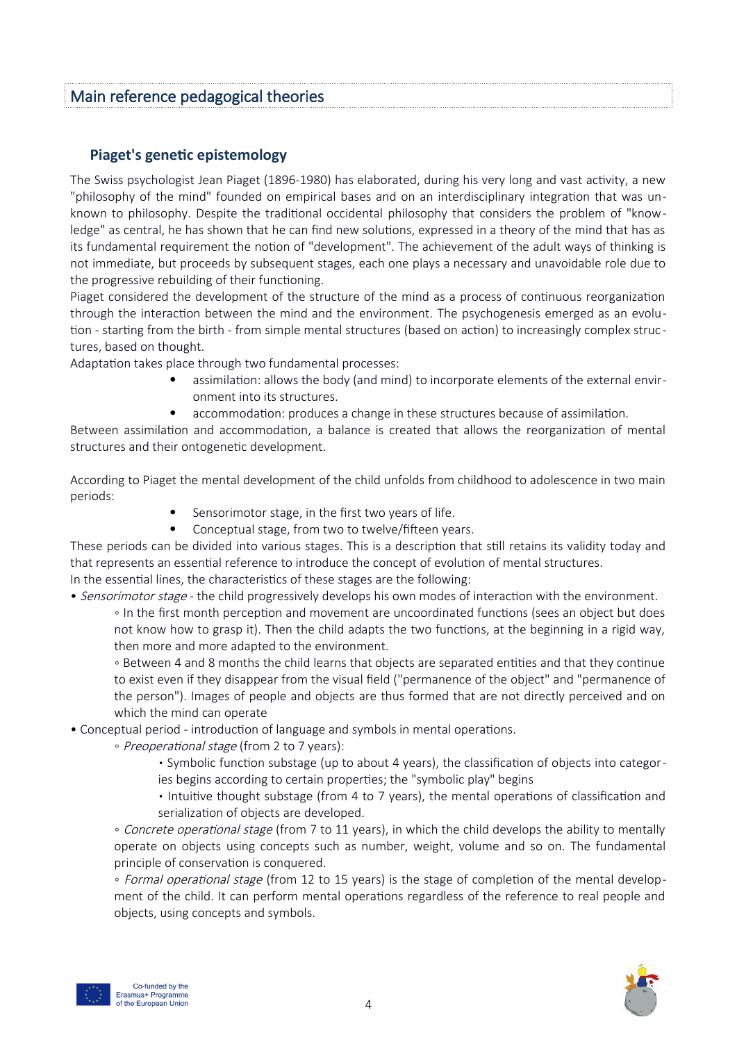## Main reference pedagogical theories

### Piaget's genetic epistemology

The Swiss psychologist Jean Piaget (1896-1980) has elaborated, during his very long and vast activity, a new "philosophy of the mind" founded on empirical bases and on an interdisciplinary integration that was unknown to philosophy. Despite the traditional occidental philosophy that considers the problem of "knowledge" as central, he has shown that he can find new solutions, expressed in a theory of the mind that has as its fundamental requirement the notion of "development". The achievement of the adult ways of thinking is not immediate, but proceeds by subsequent stages, each one plays a necessary and unavoidable role due to the progressive rebuilding of their functioning.

Piaget considered the development of the structure of the mind as a process of continuous reorganization through the interaction between the mind and the environment. The psychogenesis emerged as an evolution - starting from the birth - from simple mental structures (based on action) to increasingly complex structures, based on thought.

Adaptation takes place through two fundamental processes:

- assimilation: allows the body (and mind) to incorporate elements of the external environment into its structures.
- accommodation: produces a change in these structures because of assimilation.

Between assimilation and accommodation, a balance is created that allows the reorganization of mental structures and their ontogenetic development.

According to Piaget the mental development of the child unfolds from childhood to adolescence in two main periods:

- Sensorimotor stage, in the first two years of life.
- Conceptual stage, from two to twelve/fifteen years.

These periods can be divided into various stages. This is a description that still retains its validity today and that represents an essential reference to introduce the concept of evolution of mental structures.

In the essential lines, the characteristics of these stages are the following:

- *Sensorimotor stage* - the child progressively develops his own modes of interaction with the environment.
  - In the first month perception and movement are uncoordinated functions (sees an object but does not know how to grasp it). Then the child adapts the two functions, at the beginning in a rigid way, then more and more adapted to the environment.
  - Between 4 and 8 months the child learns that objects are separated entities and that they continue to exist even if they disappear from the visual field ("permanence of the object" and "permanence of the person"). Images of people and objects are thus formed that are not directly perceived and on which the mind can operate
- Conceptual period - introduction of language and symbols in mental operations.
  - *Preoperational stage* (from 2 to 7 years):
    - Symbolic function substage (up to about 4 years), the classification of objects into categories begins according to certain properties; the "symbolic play" begins
    - Intuitive thought substage (from 4 to 7 years), the mental operations of classification and serialization of objects are developed.
  - *Concrete operational stage* (from 7 to 11 years), in which the child develops the ability to mentally operate on objects using concepts such as number, weight, volume and so on. The fundamental principle of conservation is conquered.
  - *Formal operational stage* (from 12 to 15 years) is the stage of completion of the mental development of the child. It can perform mental operations regardless of the reference to real people and objects, using concepts and symbols.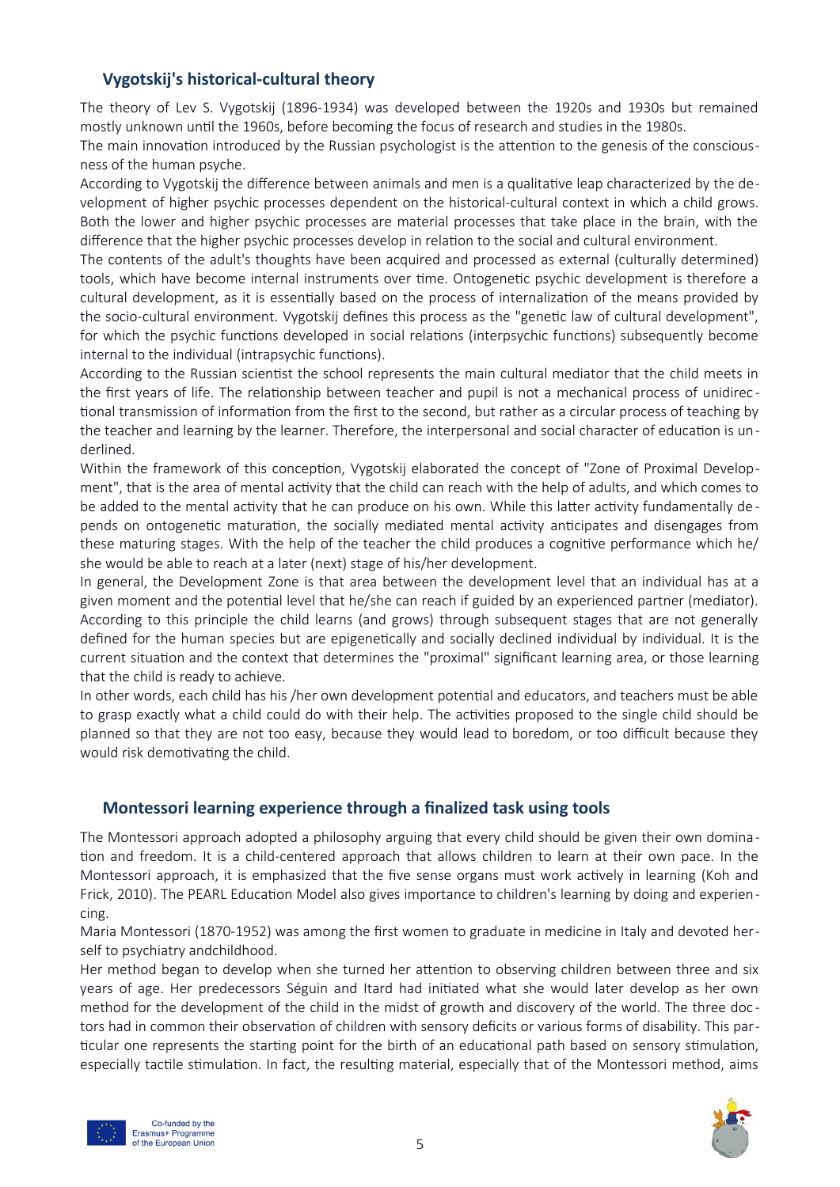## Vygotskij's historical-cultural theory

The theory of Lev S. Vygotskij (1896-1934) was developed between the 1920s and 1930s but remained mostly unknown until the 1960s, before becoming the focus of research and studies in the 1980s.

The main innovation introduced by the Russian psychologist is the attention to the genesis of the consciousness of the human psyche.

According to Vygotskij the difference between animals and men is a qualitative leap characterized by the development of higher psychic processes dependent on the historical-cultural context in which a child grows. Both the lower and higher psychic processes are material processes that take place in the brain, with the difference that the higher psychic processes develop in relation to the social and cultural environment.

The contents of the adult's thoughts have been acquired and processed as external (culturally determined) tools, which have become internal instruments over time. Ontogenetic psychic development is therefore a cultural development, as it is essentially based on the process of internalization of the means provided by the socio-cultural environment. Vygotskij defines this process as the "genetic law of cultural development", for which the psychic functions developed in social relations (interpsychic functions) subsequently become internal to the individual (intrapsychic functions).

According to the Russian scientist the school represents the main cultural mediator that the child meets in the first years of life. The relationship between teacher and pupil is not a mechanical process of unidirectional transmission of information from the first to the second, but rather as a circular process of teaching by the teacher and learning by the learner. Therefore, the interpersonal and social character of education is underlined.

Within the framework of this conception, Vygotskij elaborated the concept of "Zone of Proximal Development", that is the area of mental activity that the child can reach with the help of adults, and which comes to be added to the mental activity that he can produce on his own. While this latter activity fundamentally depends on ontogenetic maturation, the socially mediated mental activity anticipates and disengages from these maturing stages. With the help of the teacher the child produces a cognitive performance which he/she would be able to reach at a later (next) stage of his/her development.

In general, the Development Zone is that area between the development level that an individual has at a given moment and the potential level that he/she can reach if guided by an experienced partner (mediator). According to this principle the child learns (and grows) through subsequent stages that are not generally defined for the human species but are epigenetically and socially declined individual by individual. It is the current situation and the context that determines the "proximal" significant learning area, or those learning that the child is ready to achieve.

In other words, each child has his /her own development potential and educators, and teachers must be able to grasp exactly what a child could do with their help. The activities proposed to the single child should be planned so that they are not too easy, because they would lead to boredom, or too difficult because they would risk demotivating the child.

## Montessori learning experience through a finalized task using tools

The Montessori approach adopted a philosophy arguing that every child should be given their own domination and freedom. It is a child-centered approach that allows children to learn at their own pace. In the Montessori approach, it is emphasized that the five sense organs must work actively in learning (Koh and Frick, 2010). The PEARL Education Model also gives importance to children's learning by doing and experiencing.

Maria Montessori (1870-1952) was among the first women to graduate in medicine in Italy and devoted herself to psychiatry andchildhood.

Her method began to develop when she turned her attention to observing children between three and six years of age. Her predecessors Séguin and Itard had initiated what she would later develop as her own method for the development of the child in the midst of growth and discovery of the world. The three doctors had in common their observation of children with sensory deficits or various forms of disability. This particular one represents the starting point for the birth of an educational path based on sensory stimulation, especially tactile stimulation. In fact, the resulting material, especially that of the Montessori method, aims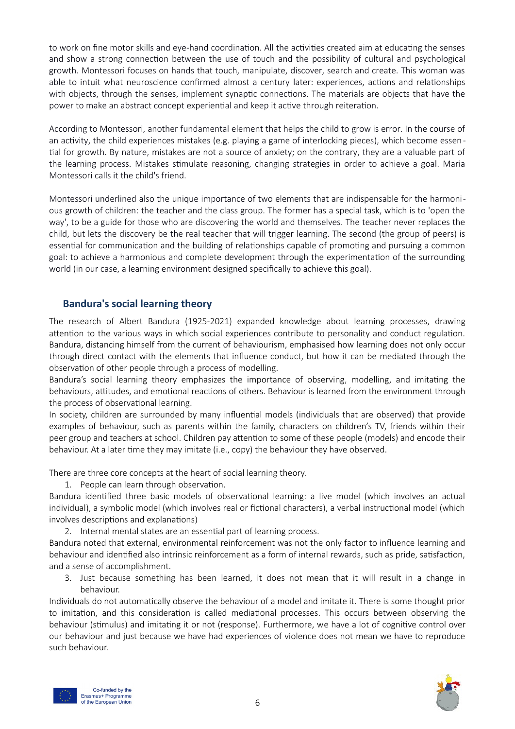to work on fine motor skills and eye-hand coordination. All the activities created aim at educating the senses and show a strong connection between the use of touch and the possibility of cultural and psychological growth. Montessori focuses on hands that touch, manipulate, discover, search and create. This woman was able to intuit what neuroscience confirmed almost a century later: experiences, actions and relationships with objects, through the senses, implement synaptic connections. The materials are objects that have the power to make an abstract concept experiential and keep it active through reiteration.

According to Montessori, another fundamental element that helps the child to grow is error. In the course of an activity, the child experiences mistakes (e.g. playing a game of interlocking pieces), which become essential for growth. By nature, mistakes are not a source of anxiety; on the contrary, they are a valuable part of the learning process. Mistakes stimulate reasoning, changing strategies in order to achieve a goal. Maria Montessori calls it the child's friend.

Montessori underlined also the unique importance of two elements that are indispensable for the harmonious growth of children: the teacher and the class group. The former has a special task, which is to 'open the way', to be a guide for those who are discovering the world and themselves. The teacher never replaces the child, but lets the discovery be the real teacher that will trigger learning. The second (the group of peers) is essential for communication and the building of relationships capable of promoting and pursuing a common goal: to achieve a harmonious and complete development through the experimentation of the surrounding world (in our case, a learning environment designed specifically to achieve this goal).

## Bandura's social learning theory

The research of Albert Bandura (1925-2021) expanded knowledge about learning processes, drawing attention to the various ways in which social experiences contribute to personality and conduct regulation. Bandura, distancing himself from the current of behaviourism, emphasised how learning does not only occur through direct contact with the elements that influence conduct, but how it can be mediated through the observation of other people through a process of modelling.

Bandura's social learning theory emphasizes the importance of observing, modelling, and imitating the behaviours, attitudes, and emotional reactions of others. Behaviour is learned from the environment through the process of observational learning.

In society, children are surrounded by many influential models (individuals that are observed) that provide examples of behaviour, such as parents within the family, characters on children's TV, friends within their peer group and teachers at school. Children pay attention to some of these people (models) and encode their behaviour. At a later time they may imitate (i.e., copy) the behaviour they have observed.

There are three core concepts at the heart of social learning theory.

1. People can learn through observation.

Bandura identified three basic models of observational learning: a live model (which involves an actual individual), a symbolic model (which involves real or fictional characters), a verbal instructional model (which involves descriptions and explanations)

2. Internal mental states are an essential part of learning process.

Bandura noted that external, environmental reinforcement was not the only factor to influence learning and behaviour and identified also intrinsic reinforcement as a form of internal rewards, such as pride, satisfaction, and a sense of accomplishment.

3. Just because something has been learned, it does not mean that it will result in a change in behaviour.

Individuals do not automatically observe the behaviour of a model and imitate it. There is some thought prior to imitation, and this consideration is called mediational processes. This occurs between observing the behaviour (stimulus) and imitating it or not (response). Furthermore, we have a lot of cognitive control over our behaviour and just because we have had experiences of violence does not mean we have to reproduce such behaviour.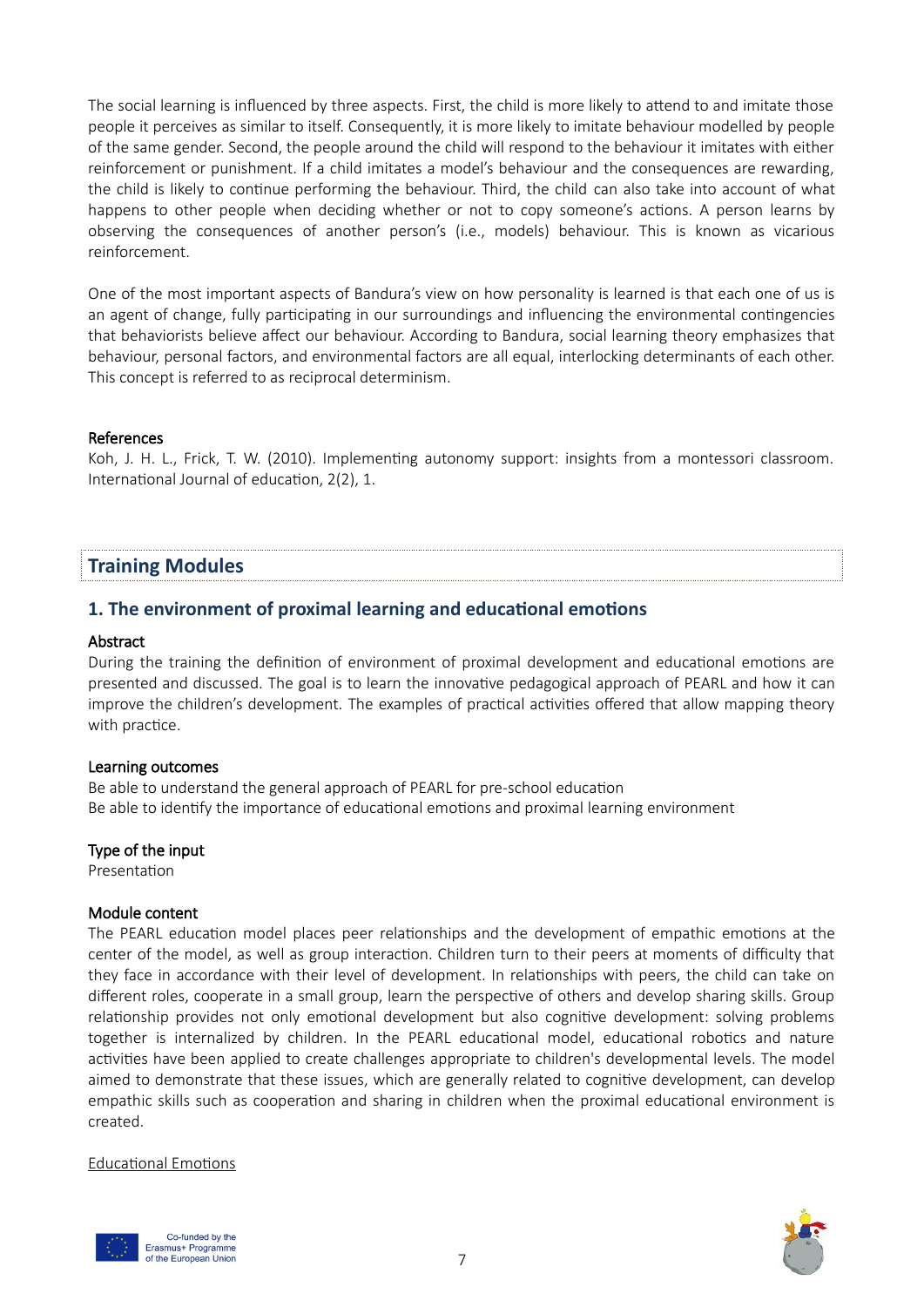The social learning is influenced by three aspects. First, the child is more likely to attend to and imitate those people it perceives as similar to itself. Consequently, it is more likely to imitate behaviour modelled by people of the same gender. Second, the people around the child will respond to the behaviour it imitates with either reinforcement or punishment. If a child imitates a model's behaviour and the consequences are rewarding, the child is likely to continue performing the behaviour. Third, the child can also take into account of what happens to other people when deciding whether or not to copy someone's actions. A person learns by observing the consequences of another person's (i.e., models) behaviour. This is known as vicarious reinforcement.

One of the most important aspects of Bandura's view on how personality is learned is that each one of us is an agent of change, fully participating in our surroundings and influencing the environmental contingencies that behaviorists believe affect our behaviour. According to Bandura, social learning theory emphasizes that behaviour, personal factors, and environmental factors are all equal, interlocking determinants of each other. This concept is referred to as reciprocal determinism.

**References**

Koh, J. H. L., Frick, T. W. (2010). Implementing autonomy support: insights from a montessori classroom. International Journal of education, 2(2), 1.

## Training Modules

### 1. The environment of proximal learning and educational emotions

**Abstract**

During the training the definition of environment of proximal development and educational emotions are presented and discussed. The goal is to learn the innovative pedagogical approach of PEARL and how it can improve the children's development. The examples of practical activities offered that allow mapping theory with practice.

**Learning outcomes**

Be able to understand the general approach of PEARL for pre-school education
Be able to identify the importance of educational emotions and proximal learning environment

**Type of the input**

Presentation

**Module content**

The PEARL education model places peer relationships and the development of empathic emotions at the center of the model, as well as group interaction. Children turn to their peers at moments of difficulty that they face in accordance with their level of development. In relationships with peers, the child can take on different roles, cooperate in a small group, learn the perspective of others and develop sharing skills. Group relationship provides not only emotional development but also cognitive development: solving problems together is internalized by children. In the PEARL educational model, educational robotics and nature activities have been applied to create challenges appropriate to children's developmental levels. The model aimed to demonstrate that these issues, which are generally related to cognitive development, can develop empathic skills such as cooperation and sharing in children when the proximal educational environment is created.

Educational Emotions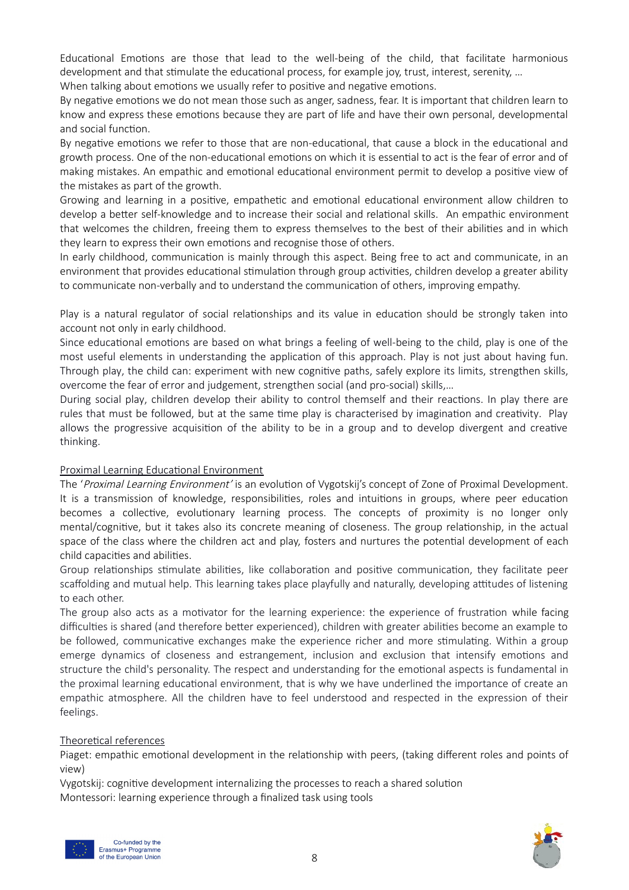Educational Emotions are those that lead to the well-being of the child, that facilitate harmonious development and that stimulate the educational process, for example joy, trust, interest, serenity, …

When talking about emotions we usually refer to positive and negative emotions.

By negative emotions we do not mean those such as anger, sadness, fear. It is important that children learn to know and express these emotions because they are part of life and have their own personal, developmental and social function.

By negative emotions we refer to those that are non-educational, that cause a block in the educational and growth process. One of the non-educational emotions on which it is essential to act is the fear of error and of making mistakes. An empathic and emotional educational environment permit to develop a positive view of the mistakes as part of the growth.

Growing and learning in a positive, empathetic and emotional educational environment allow children to develop a better self-knowledge and to increase their social and relational skills. An empathic environment that welcomes the children, freeing them to express themselves to the best of their abilities and in which they learn to express their own emotions and recognise those of others.

In early childhood, communication is mainly through this aspect. Being free to act and communicate, in an environment that provides educational stimulation through group activities, children develop a greater ability to communicate non-verbally and to understand the communication of others, improving empathy.

Play is a natural regulator of social relationships and its value in education should be strongly taken into account not only in early childhood.

Since educational emotions are based on what brings a feeling of well-being to the child, play is one of the most useful elements in understanding the application of this approach. Play is not just about having fun. Through play, the child can: experiment with new cognitive paths, safely explore its limits, strengthen skills, overcome the fear of error and judgement, strengthen social (and pro-social) skills,…

During social play, children develop their ability to control themself and their reactions. In play there are rules that must be followed, but at the same time play is characterised by imagination and creativity. Play allows the progressive acquisition of the ability to be in a group and to develop divergent and creative thinking.

<u>Proximal Learning Educational Environment</u>

The '*Proximal Learning Environment'* is an evolution of Vygotskij's concept of Zone of Proximal Development. It is a transmission of knowledge, responsibilities, roles and intuitions in groups, where peer education becomes a collective, evolutionary learning process. The concepts of proximity is no longer only mental/cognitive, but it takes also its concrete meaning of closeness. The group relationship, in the actual space of the class where the children act and play, fosters and nurtures the potential development of each child capacities and abilities.

Group relationships stimulate abilities, like collaboration and positive communication, they facilitate peer scaffolding and mutual help. This learning takes place playfully and naturally, developing attitudes of listening to each other.

The group also acts as a motivator for the learning experience: the experience of frustration while facing difficulties is shared (and therefore better experienced), children with greater abilities become an example to be followed, communicative exchanges make the experience richer and more stimulating. Within a group emerge dynamics of closeness and estrangement, inclusion and exclusion that intensify emotions and structure the child's personality. The respect and understanding for the emotional aspects is fundamental in the proximal learning educational environment, that is why we have underlined the importance of create an empathic atmosphere. All the children have to feel understood and respected in the expression of their feelings.

<u>Theoretical references</u>

Piaget: empathic emotional development in the relationship with peers, (taking different roles and points of view)

Vygotskij: cognitive development internalizing the processes to reach a shared solution

Montessori: learning experience through a finalized task using tools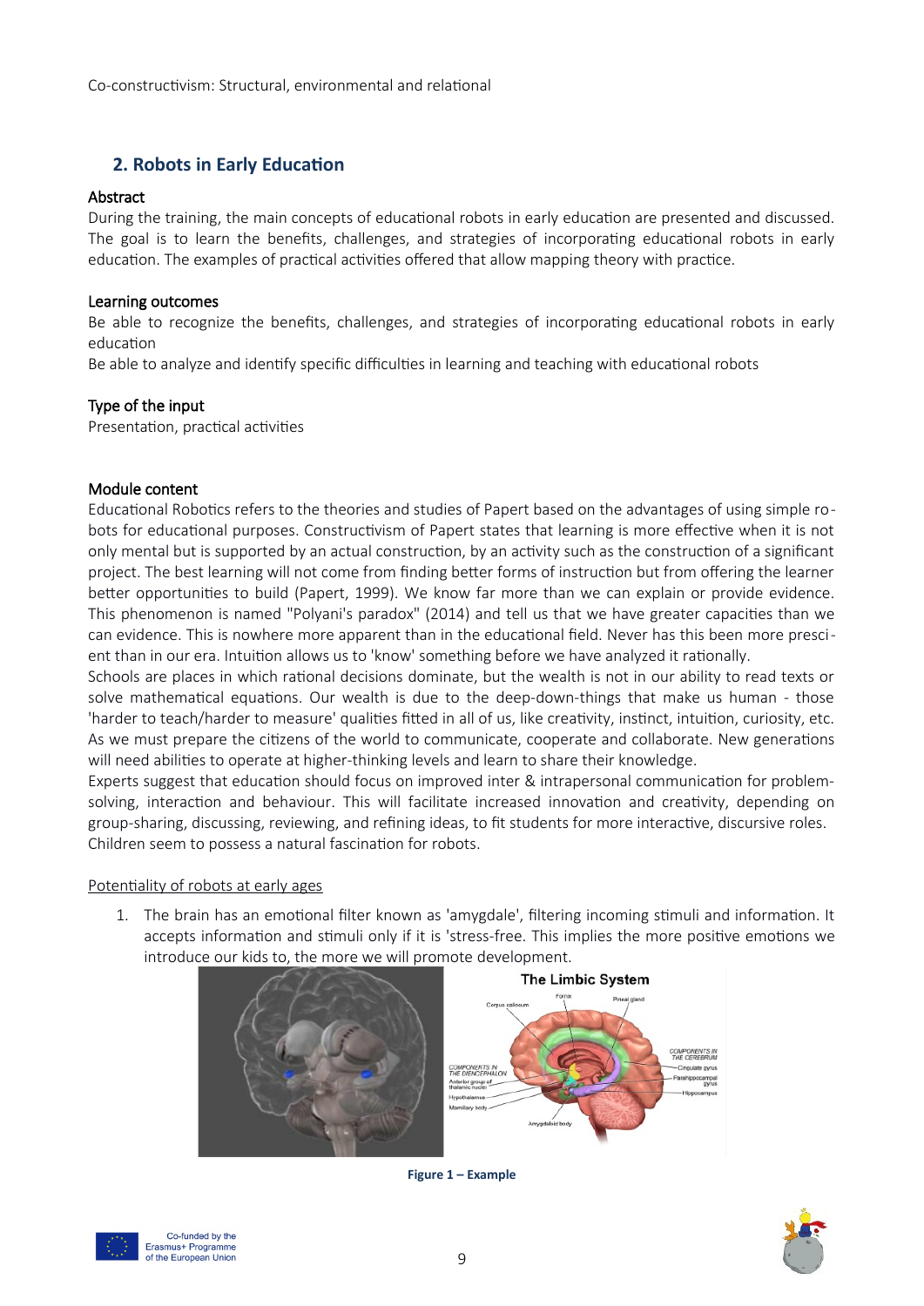## 2. Robots in Early Education

### Abstract

During the training, the main concepts of educational robots in early education are presented and discussed. The goal is to learn the benefits, challenges, and strategies of incorporating educational robots in early education. The examples of practical activities offered that allow mapping theory with practice.

### Learning outcomes

Be able to recognize the benefits, challenges, and strategies of incorporating educational robots in early education

Be able to analyze and identify specific difficulties in learning and teaching with educational robots

### Type of the input

Presentation, practical activities

### Module content

Educational Robotics refers to the theories and studies of Papert based on the advantages of using simple robots for educational purposes. Constructivism of Papert states that learning is more effective when it is not only mental but is supported by an actual construction, by an activity such as the construction of a significant project. The best learning will not come from finding better forms of instruction but from offering the learner better opportunities to build (Papert, 1999). We know far more than we can explain or provide evidence. This phenomenon is named "Polyani's paradox" (2014) and tell us that we have greater capacities than we can evidence. This is nowhere more apparent than in the educational field. Never has this been more prescient than in our era. Intuition allows us to 'know' something before we have analyzed it rationally.

Schools are places in which rational decisions dominate, but the wealth is not in our ability to read texts or solve mathematical equations. Our wealth is due to the deep-down-things that make us human - those 'harder to teach/harder to measure' qualities fitted in all of us, like creativity, instinct, intuition, curiosity, etc. As we must prepare the citizens of the world to communicate, cooperate and collaborate. New generations will need abilities to operate at higher-thinking levels and learn to share their knowledge.

Experts suggest that education should focus on improved inter & intrapersonal communication for problem-solving, interaction and behaviour. This will facilitate increased innovation and creativity, depending on group-sharing, discussing, reviewing, and refining ideas, to fit students for more interactive, discursive roles.

Children seem to possess a natural fascination for robots.

Potentiality of robots at early ages

1. The brain has an emotional filter known as 'amygdale', filtering incoming stimuli and information. It accepts information and stimuli only if it is 'stress-free. This implies the more positive emotions we introduce our kids to, the more we will promote development.

**Figure 1 – Example**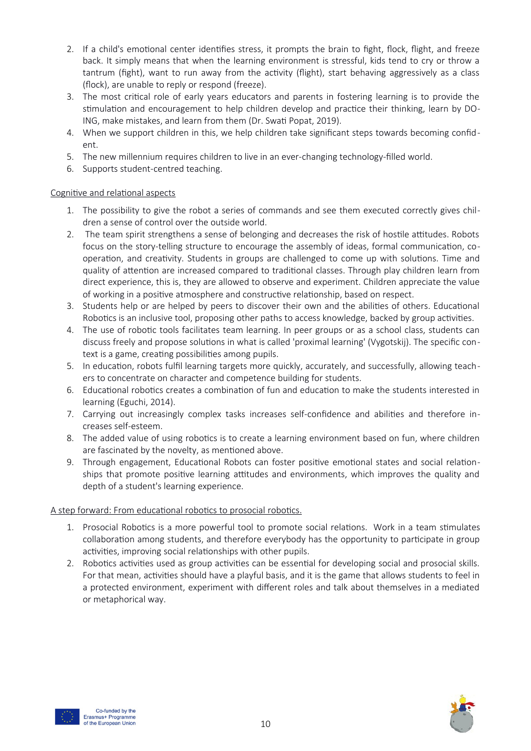2. If a child's emotional center identifies stress, it prompts the brain to fight, flock, flight, and freeze back. It simply means that when the learning environment is stressful, kids tend to cry or throw a tantrum (fight), want to run away from the activity (flight), start behaving aggressively as a class (flock), are unable to reply or respond (freeze).
3. The most critical role of early years educators and parents in fostering learning is to provide the stimulation and encouragement to help children develop and practice their thinking, learn by DOING, make mistakes, and learn from them (Dr. Swati Popat, 2019).
4. When we support children in this, we help children take significant steps towards becoming confident.
5. The new millennium requires children to live in an ever-changing technology-filled world.
6. Supports student-centred teaching.

<u>Cognitive and relational aspects</u>

1. The possibility to give the robot a series of commands and see them executed correctly gives children a sense of control over the outside world.
2. The team spirit strengthens a sense of belonging and decreases the risk of hostile attitudes. Robots focus on the story-telling structure to encourage the assembly of ideas, formal communication, cooperation, and creativity. Students in groups are challenged to come up with solutions. Time and quality of attention are increased compared to traditional classes. Through play children learn from direct experience, this is, they are allowed to observe and experiment. Children appreciate the value of working in a positive atmosphere and constructive relationship, based on respect.
3. Students help or are helped by peers to discover their own and the abilities of others. Educational Robotics is an inclusive tool, proposing other paths to access knowledge, backed by group activities.
4. The use of robotic tools facilitates team learning. In peer groups or as a school class, students can discuss freely and propose solutions in what is called 'proximal learning' (Vygotskij). The specific context is a game, creating possibilities among pupils.
5. In education, robots fulfil learning targets more quickly, accurately, and successfully, allowing teachers to concentrate on character and competence building for students.
6. Educational robotics creates a combination of fun and education to make the students interested in learning (Eguchi, 2014).
7. Carrying out increasingly complex tasks increases self-confidence and abilities and therefore increases self-esteem.
8. The added value of using robotics is to create a learning environment based on fun, where children are fascinated by the novelty, as mentioned above.
9. Through engagement, Educational Robots can foster positive emotional states and social relationships that promote positive learning attitudes and environments, which improves the quality and depth of a student's learning experience.

<u>A step forward: From educational robotics to prosocial robotics.</u>

1. Prosocial Robotics is a more powerful tool to promote social relations. Work in a team stimulates collaboration among students, and therefore everybody has the opportunity to participate in group activities, improving social relationships with other pupils.
2. Robotics activities used as group activities can be essential for developing social and prosocial skills. For that mean, activities should have a playful basis, and it is the game that allows students to feel in a protected environment, experiment with different roles and talk about themselves in a mediated or metaphorical way.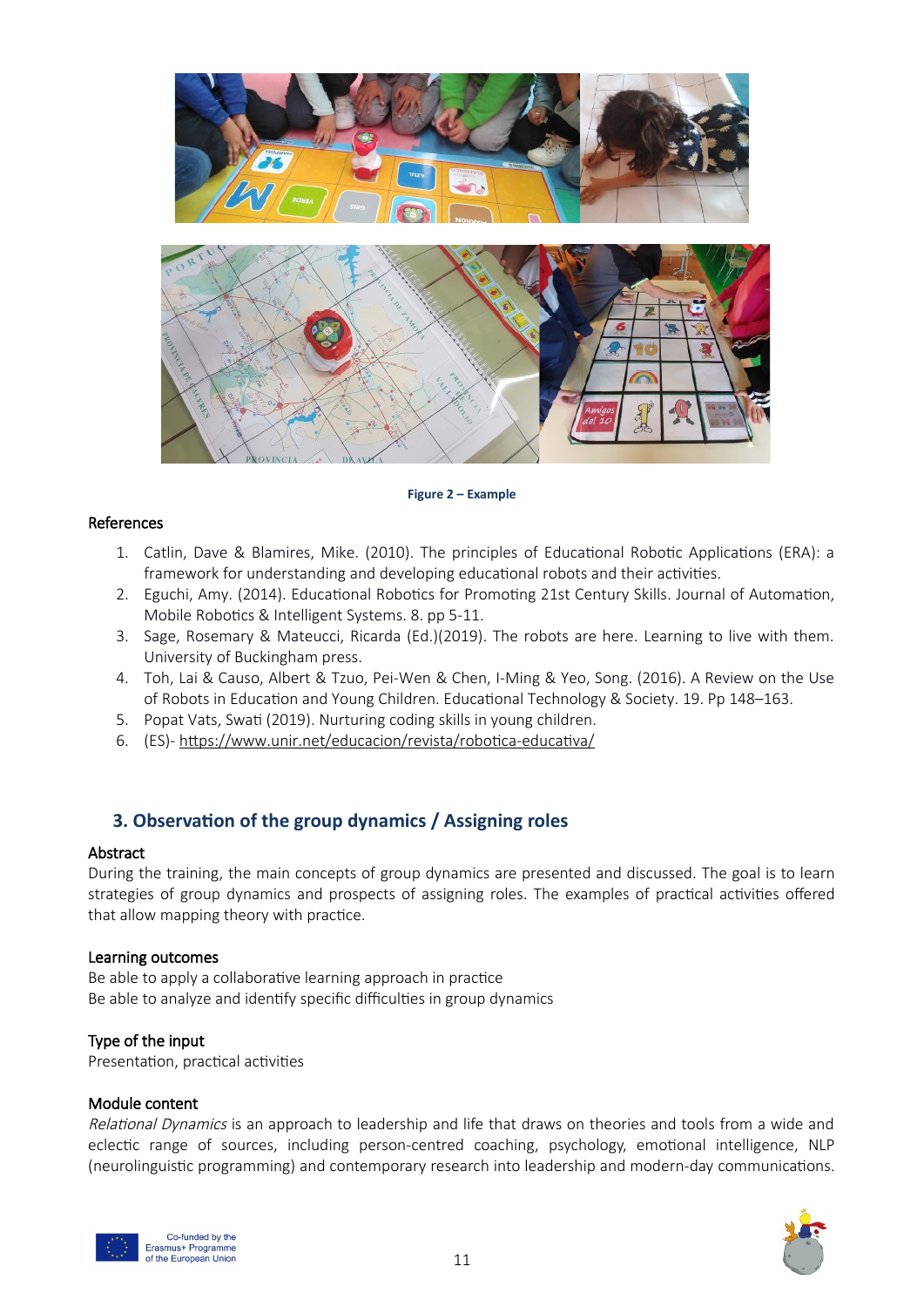Figure 2 – Example

### References

1. Catlin, Dave & Blamires, Mike. (2010). The principles of Educational Robotic Applications (ERA): a framework for understanding and developing educational robots and their activities.
2. Eguchi, Amy. (2014). Educational Robotics for Promoting 21st Century Skills. Journal of Automation, Mobile Robotics & Intelligent Systems. 8. pp 5-11.
3. Sage, Rosemary & Mateucci, Ricarda (Ed.)(2019). The robots are here. Learning to live with them. University of Buckingham press.
4. Toh, Lai & Causo, Albert & Tzuo, Pei-Wen & Chen, I-Ming & Yeo, Song. (2016). A Review on the Use of Robots in Education and Young Children. Educational Technology & Society. 19. Pp 148–163.
5. Popat Vats, Swati (2019). Nurturing coding skills in young children.
6. (ES)- https://www.unir.net/educacion/revista/robotica-educativa/

## 3. Observation of the group dynamics / Assigning roles

### Abstract

During the training, the main concepts of group dynamics are presented and discussed. The goal is to learn strategies of group dynamics and prospects of assigning roles. The examples of practical activities offered that allow mapping theory with practice.

### Learning outcomes

Be able to apply a collaborative learning approach in practice
Be able to analyze and identify specific difficulties in group dynamics

### Type of the input

Presentation, practical activities

### Module content

*Relational Dynamics* is an approach to leadership and life that draws on theories and tools from a wide and eclectic range of sources, including person-centred coaching, psychology, emotional intelligence, NLP (neurolinguistic programming) and contemporary research into leadership and modern-day communications.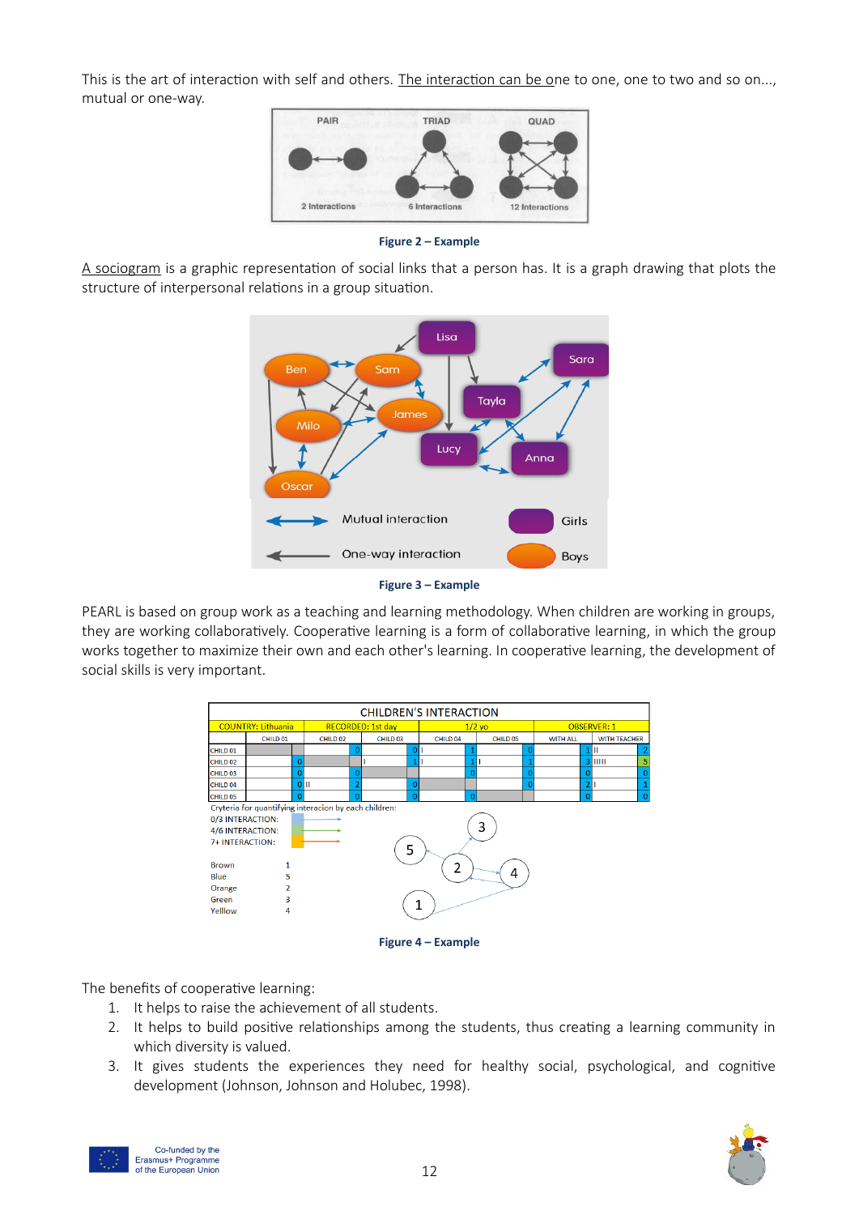This is the art of interaction with self and others. The interaction can be one to one, one to two and so on..., mutual or one-way.

**Figure 2 – Example**

A sociogram is a graphic representation of social links that a person has. It is a graph drawing that plots the structure of interpersonal relations in a group situation.

**Figure 3 – Example**

PEARL is based on group work as a teaching and learning methodology. When children are working in groups, they are working collaboratively. Cooperative learning is a form of collaborative learning, in which the group works together to maximize their own and each other's learning. In cooperative learning, the development of social skills is very important.

**Figure 4 – Example**

The benefits of cooperative learning:

1. It helps to raise the achievement of all students.
2. It helps to build positive relationships among the students, thus creating a learning community in which diversity is valued.
3. It gives students the experiences they need for healthy social, psychological, and cognitive development (Johnson, Johnson and Holubec, 1998).

Co-funded by the Erasmus+ Programme of the European Union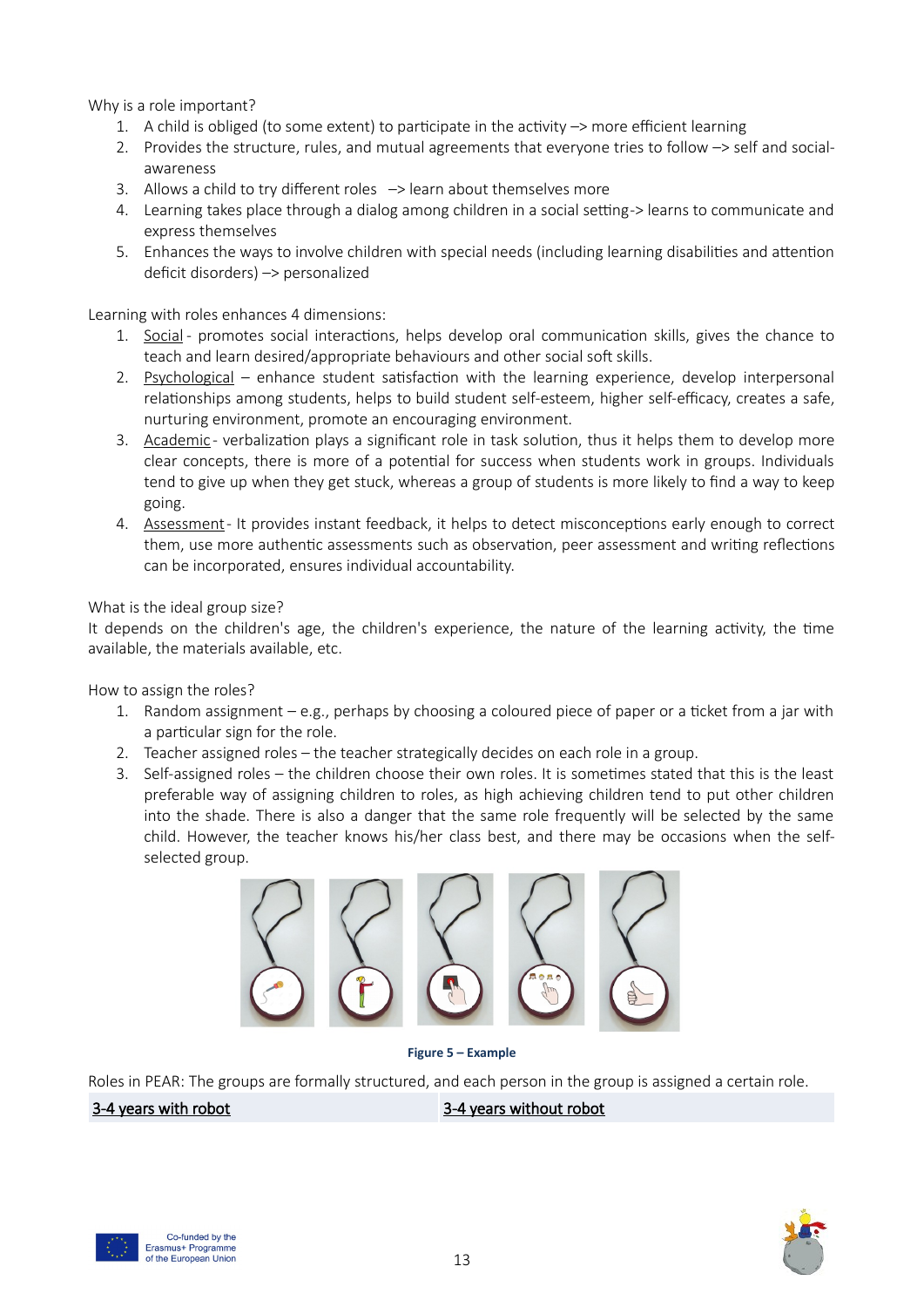Why is a role important?

1. A child is obliged (to some extent) to participate in the activity –> more efficient learning
2. Provides the structure, rules, and mutual agreements that everyone tries to follow –> self and social-awareness
3. Allows a child to try different roles –> learn about themselves more
4. Learning takes place through a dialog among children in a social setting-> learns to communicate and express themselves
5. Enhances the ways to involve children with special needs (including learning disabilities and attention deficit disorders) –> personalized

Learning with roles enhances 4 dimensions:

1. Social - promotes social interactions, helps develop oral communication skills, gives the chance to teach and learn desired/appropriate behaviours and other social soft skills.
2. Psychological – enhance student satisfaction with the learning experience, develop interpersonal relationships among students, helps to build student self-esteem, higher self-efficacy, creates a safe, nurturing environment, promote an encouraging environment.
3. Academic - verbalization plays a significant role in task solution, thus it helps them to develop more clear concepts, there is more of a potential for success when students work in groups. Individuals tend to give up when they get stuck, whereas a group of students is more likely to find a way to keep going.
4. Assessment - It provides instant feedback, it helps to detect misconceptions early enough to correct them, use more authentic assessments such as observation, peer assessment and writing reflections can be incorporated, ensures individual accountability.

What is the ideal group size?

It depends on the children's age, the children's experience, the nature of the learning activity, the time available, the materials available, etc.

How to assign the roles?

1. Random assignment – e.g., perhaps by choosing a coloured piece of paper or a ticket from a jar with a particular sign for the role.
2. Teacher assigned roles – the teacher strategically decides on each role in a group.
3. Self-assigned roles – the children choose their own roles. It is sometimes stated that this is the least preferable way of assigning children to roles, as high achieving children tend to put other children into the shade. There is also a danger that the same role frequently will be selected by the same child. However, the teacher knows his/her class best, and there may be occasions when the self-selected group.

**Figure 5 – Example**

Roles in PEAR: The groups are formally structured, and each person in the group is assigned a certain role.

| 3-4 years with robot | 3-4 years without robot |
|---|---|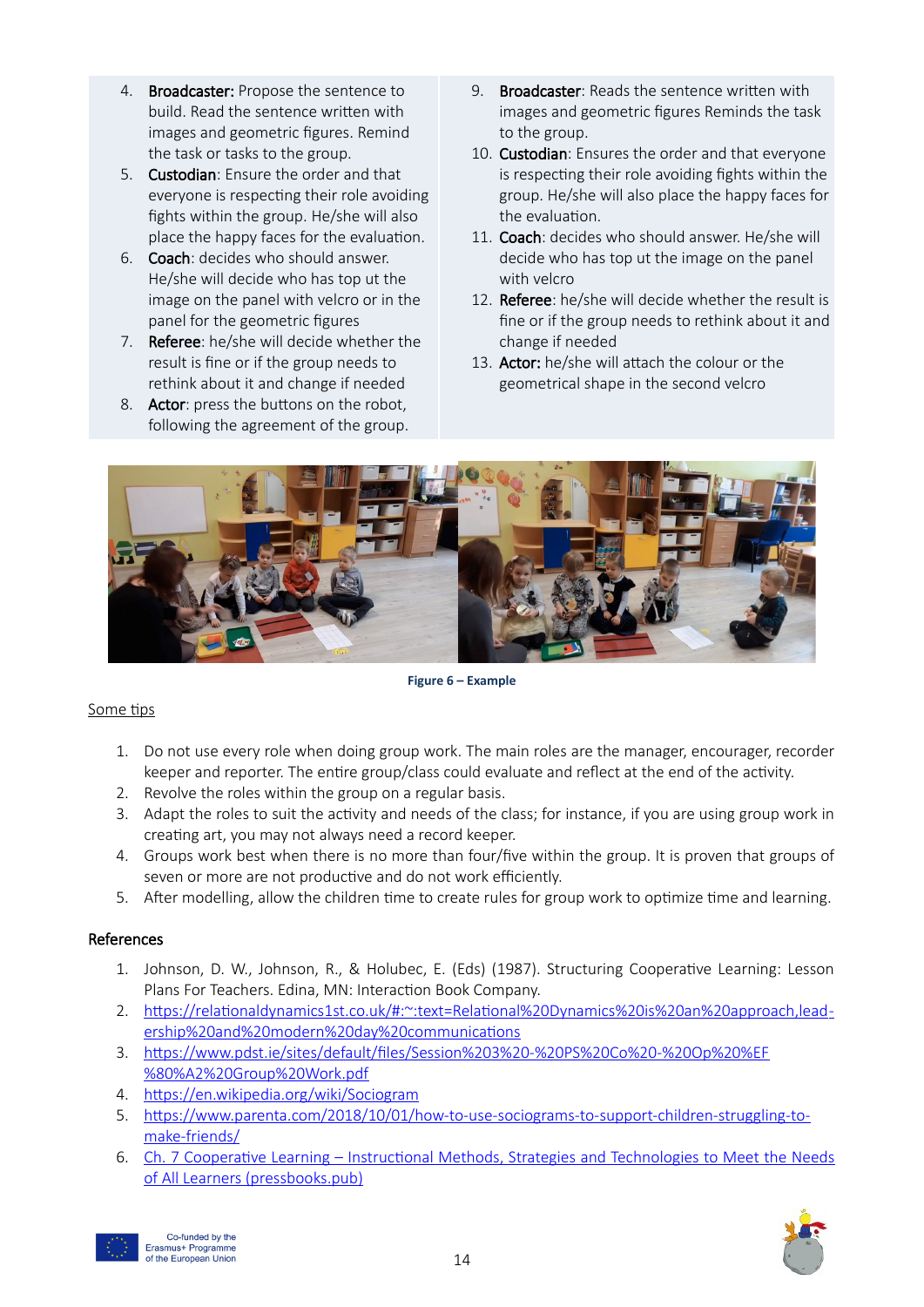4. **Broadcaster:** Propose the sentence to build. Read the sentence written with images and geometric figures. Remind the task or tasks to the group.
5. **Custodian**: Ensure the order and that everyone is respecting their role avoiding fights within the group. He/she will also place the happy faces for the evaluation.
6. **Coach**: decides who should answer. He/she will decide who has top ut the image on the panel with velcro or in the panel for the geometric figures
7. **Referee**: he/she will decide whether the result is fine or if the group needs to rethink about it and change if needed
8. **Actor**: press the buttons on the robot, following the agreement of the group.

9. **Broadcaster**: Reads the sentence written with images and geometric figures Reminds the task to the group.
10. **Custodian**: Ensures the order and that everyone is respecting their role avoiding fights within the group. He/she will also place the happy faces for the evaluation.
11. **Coach**: decides who should answer. He/she will decide who has top ut the image on the panel with velcro
12. **Referee**: he/she will decide whether the result is fine or if the group needs to rethink about it and change if needed
13. **Actor:** he/she will attach the colour or the geometrical shape in the second velcro

**Figure 6 – Example**

Some tips

1. Do not use every role when doing group work. The main roles are the manager, encourager, recorder keeper and reporter. The entire group/class could evaluate and reflect at the end of the activity.
2. Revolve the roles within the group on a regular basis.
3. Adapt the roles to suit the activity and needs of the class; for instance, if you are using group work in creating art, you may not always need a record keeper.
4. Groups work best when there is no more than four/five within the group. It is proven that groups of seven or more are not productive and do not work efficiently.
5. After modelling, allow the children time to create rules for group work to optimize time and learning.

## References

1. Johnson, D. W., Johnson, R., & Holubec, E. (Eds) (1987). Structuring Cooperative Learning: Lesson Plans For Teachers. Edina, MN: Interaction Book Company.
2. https://relationaldynamics1st.co.uk/#:~:text=Relational%20Dynamics%20is%20an%20approach,leadership%20and%20modern%20day%20communications
3. https://www.pdst.ie/sites/default/files/Session%203%20-%20PS%20Co%20-%20Op%20%EF%80%A2%20Group%20Work.pdf
4. https://en.wikipedia.org/wiki/Sociogram
5. https://www.parenta.com/2018/10/01/how-to-use-sociograms-to-support-children-struggling-to-make-friends/
6. Ch. 7 Cooperative Learning – Instructional Methods, Strategies and Technologies to Meet the Needs of All Learners (pressbooks.pub)

Co-funded by the Erasmus+ Programme of the European Union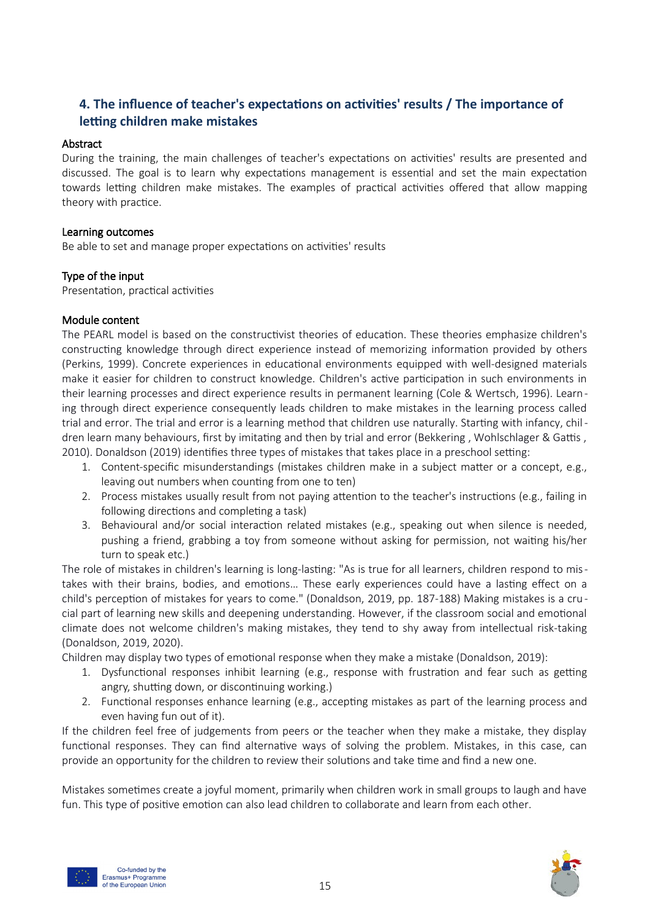## 4. The influence of teacher's expectations on activities' results / The importance of letting children make mistakes

### Abstract

During the training, the main challenges of teacher's expectations on activities' results are presented and discussed. The goal is to learn why expectations management is essential and set the main expectation towards letting children make mistakes. The examples of practical activities offered that allow mapping theory with practice.

### Learning outcomes

Be able to set and manage proper expectations on activities' results

### Type of the input

Presentation, practical activities

### Module content

The PEARL model is based on the constructivist theories of education. These theories emphasize children's constructing knowledge through direct experience instead of memorizing information provided by others (Perkins, 1999). Concrete experiences in educational environments equipped with well-designed materials make it easier for children to construct knowledge. Children's active participation in such environments in their learning processes and direct experience results in permanent learning (Cole & Wertsch, 1996). Learning through direct experience consequently leads children to make mistakes in the learning process called trial and error. The trial and error is a learning method that children use naturally. Starting with infancy, children learn many behaviours, first by imitating and then by trial and error (Bekkering , Wohlschlager & Gattis , 2010). Donaldson (2019) identifies three types of mistakes that takes place in a preschool setting:

1. Content-specific misunderstandings (mistakes children make in a subject matter or a concept, e.g., leaving out numbers when counting from one to ten)
2. Process mistakes usually result from not paying attention to the teacher's instructions (e.g., failing in following directions and completing a task)
3. Behavioural and/or social interaction related mistakes (e.g., speaking out when silence is needed, pushing a friend, grabbing a toy from someone without asking for permission, not waiting his/her turn to speak etc.)

The role of mistakes in children's learning is long-lasting: "As is true for all learners, children respond to mistakes with their brains, bodies, and emotions… These early experiences could have a lasting effect on a child's perception of mistakes for years to come." (Donaldson, 2019, pp. 187-188) Making mistakes is a crucial part of learning new skills and deepening understanding. However, if the classroom social and emotional climate does not welcome children's making mistakes, they tend to shy away from intellectual risk-taking (Donaldson, 2019, 2020).

Children may display two types of emotional response when they make a mistake (Donaldson, 2019):

1. Dysfunctional responses inhibit learning (e.g., response with frustration and fear such as getting angry, shutting down, or discontinuing working.)
2. Functional responses enhance learning (e.g., accepting mistakes as part of the learning process and even having fun out of it).

If the children feel free of judgements from peers or the teacher when they make a mistake, they display functional responses. They can find alternative ways of solving the problem. Mistakes, in this case, can provide an opportunity for the children to review their solutions and take time and find a new one.

Mistakes sometimes create a joyful moment, primarily when children work in small groups to laugh and have fun. This type of positive emotion can also lead children to collaborate and learn from each other.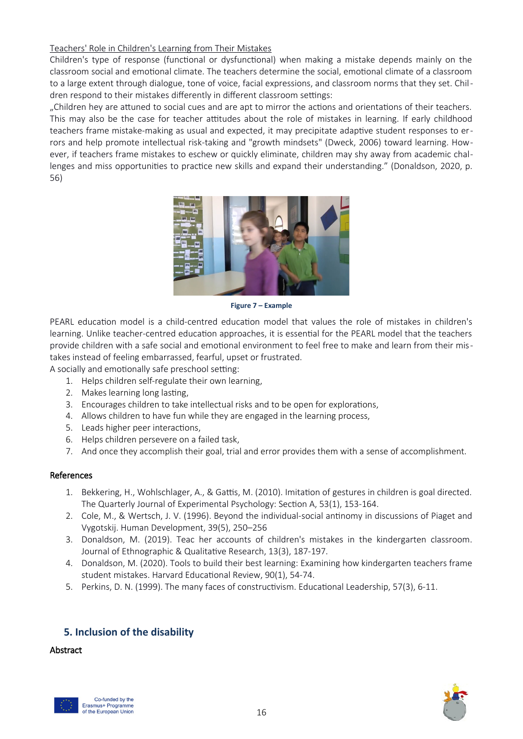Teachers' Role in Children's Learning from Their Mistakes

Children's type of response (functional or dysfunctional) when making a mistake depends mainly on the classroom social and emotional climate. The teachers determine the social, emotional climate of a classroom to a large extent through dialogue, tone of voice, facial expressions, and classroom norms that they set. Children respond to their mistakes differently in different classroom settings:

„Children hey are attuned to social cues and are apt to mirror the actions and orientations of their teachers. This may also be the case for teacher attitudes about the role of mistakes in learning. If early childhood teachers frame mistake-making as usual and expected, it may precipitate adaptive student responses to errors and help promote intellectual risk-taking and "growth mindsets" (Dweck, 2006) toward learning. However, if teachers frame mistakes to eschew or quickly eliminate, children may shy away from academic challenges and miss opportunities to practice new skills and expand their understanding." (Donaldson, 2020, p. 56)

**Figure 7 – Example**

PEARL education model is a child-centred education model that values the role of mistakes in children's learning. Unlike teacher-centred education approaches, it is essential for the PEARL model that the teachers provide children with a safe social and emotional environment to feel free to make and learn from their mistakes instead of feeling embarrassed, fearful, upset or frustrated.

A socially and emotionally safe preschool setting:

1. Helps children self-regulate their own learning,
2. Makes learning long lasting,
3. Encourages children to take intellectual risks and to be open for explorations,
4. Allows children to have fun while they are engaged in the learning process,
5. Leads higher peer interactions,
6. Helps children persevere on a failed task,
7. And once they accomplish their goal, trial and error provides them with a sense of accomplishment.

**References**

1. Bekkering, H., Wohlschlager, A., & Gattis, M. (2010). Imitation of gestures in children is goal directed. The Quarterly Journal of Experimental Psychology: Section A, 53(1), 153-164.
2. Cole, M., & Wertsch, J. V. (1996). Beyond the individual-social antinomy in discussions of Piaget and Vygotskij. Human Development, 39(5), 250–256
3. Donaldson, M. (2019). Teac her accounts of children's mistakes in the kindergarten classroom. Journal of Ethnographic & Qualitative Research, 13(3), 187-197.
4. Donaldson, M. (2020). Tools to build their best learning: Examining how kindergarten teachers frame student mistakes. Harvard Educational Review, 90(1), 54-74.
5. Perkins, D. N. (1999). The many faces of constructivism. Educational Leadership, 57(3), 6-11.

## 5. Inclusion of the disability

**Abstract**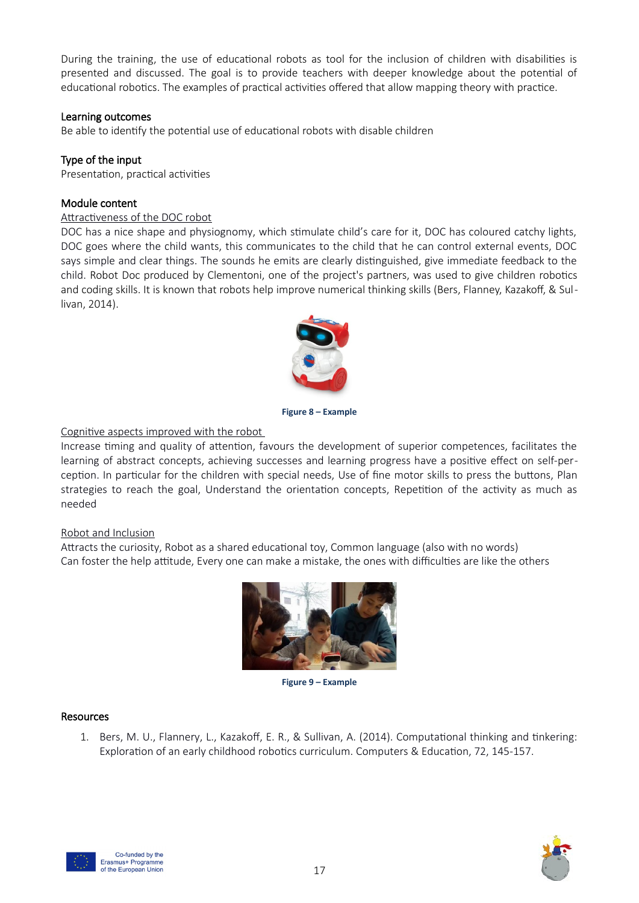During the training, the use of educational robots as tool for the inclusion of children with disabilities is presented and discussed. The goal is to provide teachers with deeper knowledge about the potential of educational robotics. The examples of practical activities offered that allow mapping theory with practice.

### Learning outcomes

Be able to identify the potential use of educational robots with disable children

### Type of the input

Presentation, practical activities

### Module content

Attractiveness of the DOC robot

DOC has a nice shape and physiognomy, which stimulate child's care for it, DOC has coloured catchy lights, DOC goes where the child wants, this communicates to the child that he can control external events, DOC says simple and clear things. The sounds he emits are clearly distinguished, give immediate feedback to the child. Robot Doc produced by Clementoni, one of the project's partners, was used to give children robotics and coding skills. It is known that robots help improve numerical thinking skills (Bers, Flanney, Kazakoff, & Sullivan, 2014).

**Figure 8 – Example**

Cognitive aspects improved with the robot

Increase timing and quality of attention, favours the development of superior competences, facilitates the learning of abstract concepts, achieving successes and learning progress have a positive effect on self-perception. In particular for the children with special needs, Use of fine motor skills to press the buttons, Plan strategies to reach the goal, Understand the orientation concepts, Repetition of the activity as much as needed

Robot and Inclusion

Attracts the curiosity, Robot as a shared educational toy, Common language (also with no words)
Can foster the help attitude, Every one can make a mistake, the ones with difficulties are like the others

**Figure 9 – Example**

### Resources

1. Bers, M. U., Flannery, L., Kazakoff, E. R., & Sullivan, A. (2014). Computational thinking and tinkering: Exploration of an early childhood robotics curriculum. Computers & Education, 72, 145-157.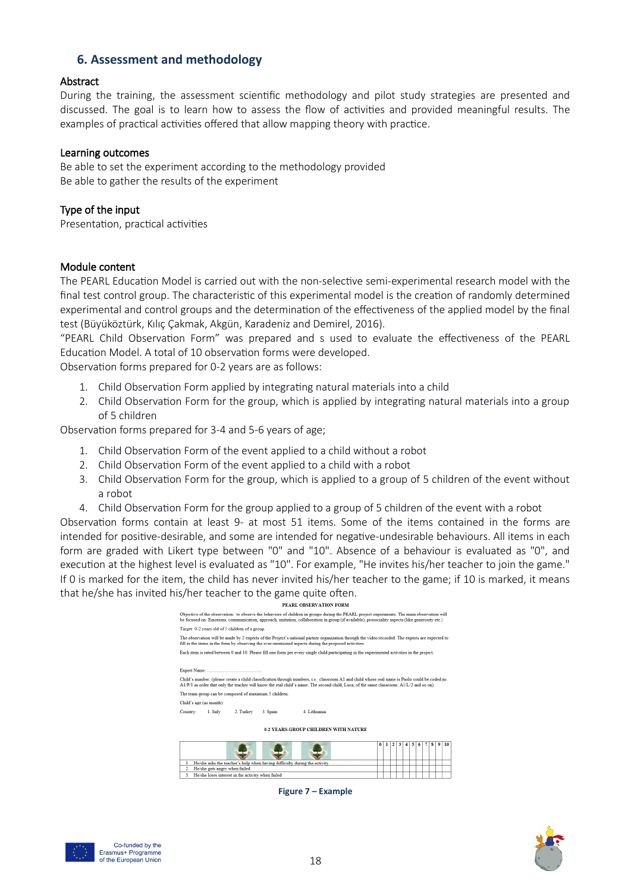## 6. Assessment and methodology

### Abstract

During the training, the assessment scientific methodology and pilot study strategies are presented and discussed. The goal is to learn how to assess the flow of activities and provided meaningful results. The examples of practical activities offered that allow mapping theory with practice.

### Learning outcomes

Be able to set the experiment according to the methodology provided
Be able to gather the results of the experiment

### Type of the input

Presentation, practical activities

### Module content

The PEARL Education Model is carried out with the non-selective semi-experimental research model with the final test control group. The characteristic of this experimental model is the creation of randomly determined experimental and control groups and the determination of the effectiveness of the applied model by the final test (Büyüköztürk, Kılıç Çakmak, Akgün, Karadeniz and Demirel, 2016).

"PEARL Child Observation Form" was prepared and s used to evaluate the effectiveness of the PEARL Education Model. A total of 10 observation forms were developed.

Observation forms prepared for 0-2 years are as follows:

1. Child Observation Form applied by integrating natural materials into a child
2. Child Observation Form for the group, which is applied by integrating natural materials into a group of 5 children

Observation forms prepared for 3-4 and 5-6 years of age;

1. Child Observation Form of the event applied to a child without a robot
2. Child Observation Form of the event applied to a child with a robot
3. Child Observation Form for the group, which is applied to a group of 5 children of the event without a robot
4. Child Observation Form for the group applied to a group of 5 children of the event with a robot

Observation forms contain at least 9- at most 51 items. Some of the items contained in the forms are intended for positive-desirable, and some are intended for negative-undesirable behaviours. All items in each form are graded with Likert type between "0" and "10". Absence of a behaviour is evaluated as "0", and execution at the highest level is evaluated as "10". For example, "He invites his/her teacher to join the game." If 0 is marked for the item, the child has never invited his/her teacher to the game; if 10 is marked, it means that he/she has invited his/her teacher to the game quite often.

**PEARL OBSERVATION FORM**

Objective of the observation: to observe the behaviors of children in groups during the PEARL project experiments. The main observation will be focused on: Emotions, communication, approach, imitation, collaboration in group (if available), prosociality aspects (like generosity etc.)

Target: 0-2 years old of 5 children of a group.

The observation will be made by 2 experts of the Project's national partner organization through the video recorded. The experts are expected to fill in the items in the form by observing the over-mentioned aspects during the proposed activities.

Each item is rated between 0 and 10. Please fill one form per every single child participating in the experimental activities in the project.

Expert Name: ………………………………

Child's number: (please create a child classification through numbers, i.e. classroom A1 and child whose real name is Paolo could be coded as: A1/P/1 in order that only the teacher will know the real child's name. The second child, Luca, of the same classroom: A1/L/2 and so on).

The team group can be composed of maximum 5 children.

Child's age (as month):

Country: 1. Italy 2. Turkey 3. Spain 4. Lithuania

**0-2 YEARS-GROUP CHILDREN WITH NATURE**

| | 0 | 1 | 2 | 3 | 4 | 5 | 6 | 7 | 8 | 9 | 10 |
|---|---|---|---|---|---|---|---|---|---|---|---|
| 1. He/she asks the teacher's help when having difficulty during the activity | | | | | | | | | | | |
| 2. He/she gets angry when failed | | | | | | | | | | | |
| 3. He/she loses interest in the activity when failed | | | | | | | | | | | |

**Figure 7 – Example**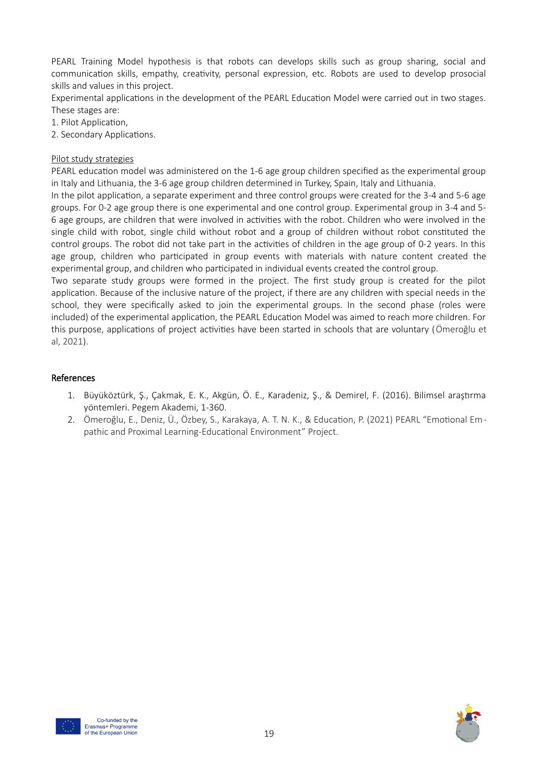PEARL Training Model hypothesis is that robots can develops skills such as group sharing, social and communication skills, empathy, creativity, personal expression, etc. Robots are used to develop prosocial skills and values in this project.

Experimental applications in the development of the PEARL Education Model were carried out in two stages. These stages are:

1. Pilot Application,
2. Secondary Applications.

<u>Pilot study strategies</u>

PEARL education model was administered on the 1-6 age group children specified as the experimental group in Italy and Lithuania, the 3-6 age group children determined in Turkey, Spain, Italy and Lithuania.

In the pilot application, a separate experiment and three control groups were created for the 3-4 and 5-6 age groups. For 0-2 age group there is one experimental and one control group. Experimental group in 3-4 and 5-6 age groups, are children that were involved in activities with the robot. Children who were involved in the single child with robot, single child without robot and a group of children without robot constituted the control groups. The robot did not take part in the activities of children in the age group of 0-2 years. In this age group, children who participated in group events with materials with nature content created the experimental group, and children who participated in individual events created the control group.

Two separate study groups were formed in the project. The first study group is created for the pilot application. Because of the inclusive nature of the project, if there are any children with special needs in the school, they were specifically asked to join the experimental groups. In the second phase (roles were included) of the experimental application, the PEARL Education Model was aimed to reach more children. For this purpose, applications of project activities have been started in schools that are voluntary (Ömeroğlu et al, 2021).

## References

1. Büyüköztürk, Ş., Çakmak, E. K., Akgün, Ö. E., Karadeniz, Ş., & Demirel, F. (2016). Bilimsel araştırma yöntemleri. Pegem Akademi, 1-360.
2. Ömeroğlu, E., Deniz, Ü., Özbey, S., Karakaya, A. T. N. K., & Education, P. (2021) PEARL "Emotional Empathic and Proximal Learning-Educational Environment" Project.